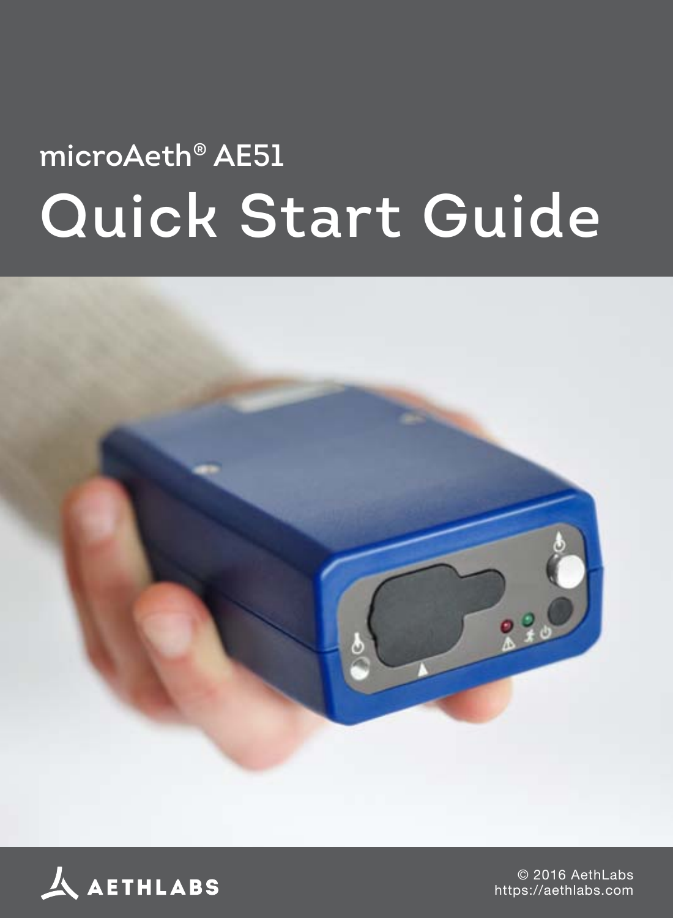microAeth® AE51

# Quick Start Guide

AETHLABS

© 2016 AethLabs
https://aethlabs.com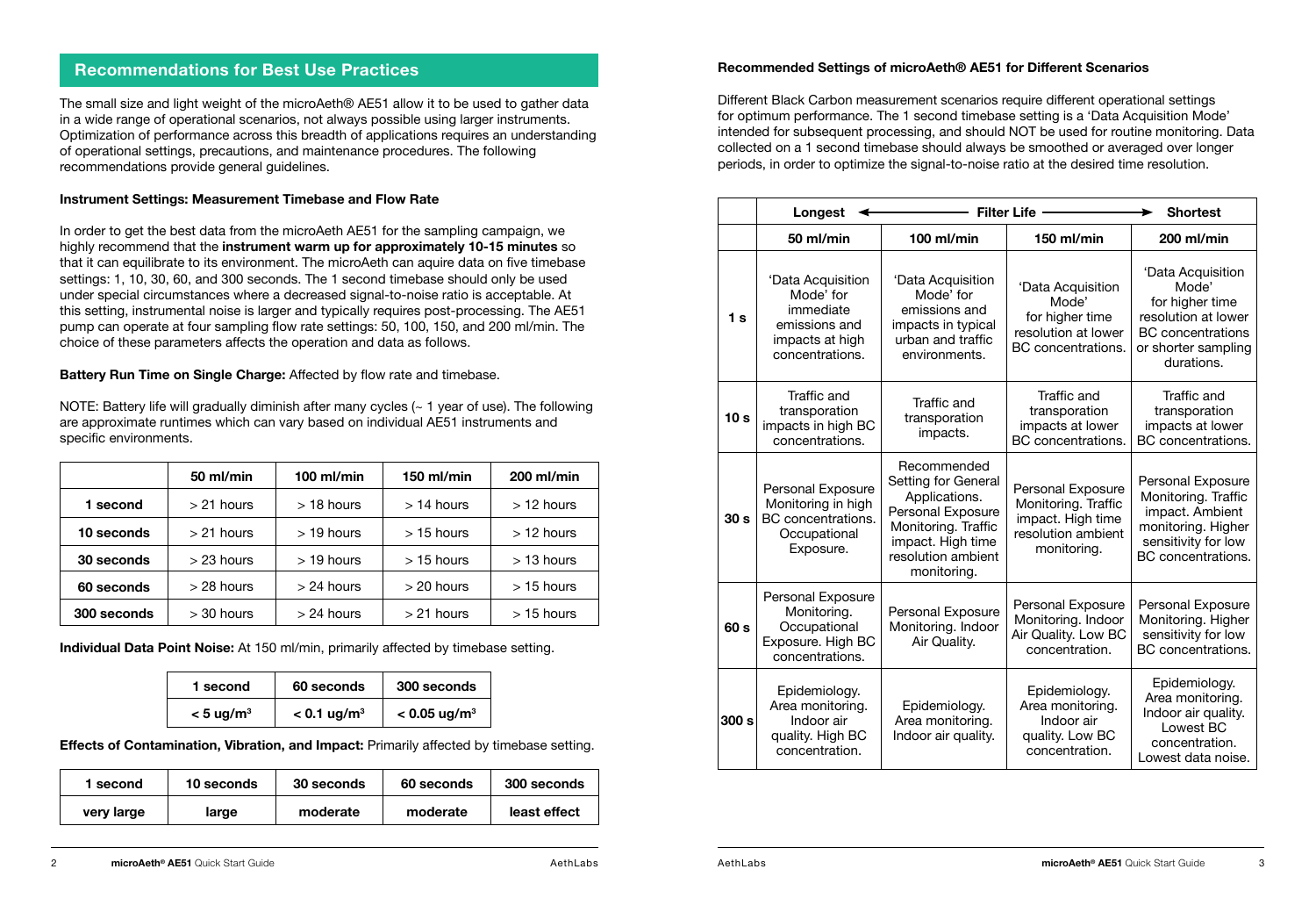## Recommendations for Best Use Practices

The small size and light weight of the microAeth® AE51 allow it to be used to gather data in a wide range of operational scenarios, not always possible using larger instruments. Optimization of performance across this breadth of applications requires an understanding of operational settings, precautions, and maintenance procedures. The following recommendations provide general guidelines.

**Instrument Settings: Measurement Timebase and Flow Rate**

In order to get the best data from the microAeth AE51 for the sampling campaign, we highly recommend that the **instrument warm up for approximately 10-15 minutes** so that it can equilibrate to its environment. The microAeth can aquire data on five timebase settings: 1, 10, 30, 60, and 300 seconds. The 1 second timebase should only be used under special circumstances where a decreased signal-to-noise ratio is acceptable. At this setting, instrumental noise is larger and typically requires post-processing. The AE51 pump can operate at four sampling flow rate settings: 50, 100, 150, and 200 ml/min. The choice of these parameters affects the operation and data as follows.

**Battery Run Time on Single Charge:** Affected by flow rate and timebase.

NOTE: Battery life will gradually diminish after many cycles (~ 1 year of use). The following are approximate runtimes which can vary based on individual AE51 instruments and specific environments.

| | 50 ml/min | 100 ml/min | 150 ml/min | 200 ml/min |
|---|---|---|---|---|
| **1 second** | > 21 hours | > 18 hours | > 14 hours | > 12 hours |
| **10 seconds** | > 21 hours | > 19 hours | > 15 hours | > 12 hours |
| **30 seconds** | > 23 hours | > 19 hours | > 15 hours | > 13 hours |
| **60 seconds** | > 28 hours | > 24 hours | > 20 hours | > 15 hours |
| **300 seconds** | > 30 hours | > 24 hours | > 21 hours | > 15 hours |

**Individual Data Point Noise:** At 150 ml/min, primarily affected by timebase setting.

| 1 second | 60 seconds | 300 seconds |
|---|---|---|
| < 5 ug/m$^3$ | < 0.1 ug/m$^3$ | < 0.05 ug/m$^3$ |

**Effects of Contamination, Vibration, and Impact:** Primarily affected by timebase setting.

| 1 second | 10 seconds | 30 seconds | 60 seconds | 300 seconds |
|---|---|---|---|---|
| very large | large | moderate | moderate | least effect |

**Recommended Settings of microAeth® AE51 for Different Scenarios**

Different Black Carbon measurement scenarios require different operational settings for optimum performance. The 1 second timebase setting is a 'Data Acquisition Mode' intended for subsequent processing, and should NOT be used for routine monitoring. Data collected on a 1 second timebase should always be smoothed or averaged over longer periods, in order to optimize the signal-to-noise ratio at the desired time resolution.

| | Longest ← | Filter Life | → | Shortest |
|---|---|---|---|---|
| | **50 ml/min** | **100 ml/min** | **150 ml/min** | **200 ml/min** |
| **1 s** | 'Data Acquisition Mode' for immediate emissions and impacts at high concentrations. | 'Data Acquisition Mode' for emissions and impacts in typical urban and traffic environments. | 'Data Acquisition Mode' for higher time resolution at lower BC concentrations. | 'Data Acquisition Mode' for higher time resolution at lower BC concentrations or shorter sampling durations. |
| **10 s** | Traffic and transporation impacts in high BC concentrations. | Traffic and transporation impacts. | Traffic and transporation impacts at lower BC concentrations. | Traffic and transporation impacts at lower BC concentrations. |
| **30 s** | Personal Exposure Monitoring in high BC concentrations. Occupational Exposure. | Recommended Setting for General Applications. Personal Exposure Monitoring. Traffic impact. High time resolution ambient monitoring. | Personal Exposure Monitoring. Traffic impact. High time resolution ambient monitoring. | Personal Exposure Monitoring. Traffic impact. Ambient monitoring. Higher sensitivity for low BC concentrations. |
| **60 s** | Personal Exposure Monitoring. Occupational Exposure. High BC concentrations. | Personal Exposure Monitoring. Indoor Air Quality. | Personal Exposure Monitoring. Indoor Air Quality. Low BC concentration. | Personal Exposure Monitoring. Higher sensitivity for low BC concentrations. |
| **300 s** | Epidemiology. Area monitoring. Indoor air quality. High BC concentration. | Epidemiology. Area monitoring. Indoor air quality. | Epidemiology. Area monitoring. Indoor air quality. Low BC concentration. | Epidemiology. Area monitoring. Indoor air quality. Lowest BC concentration. Lowest data noise. |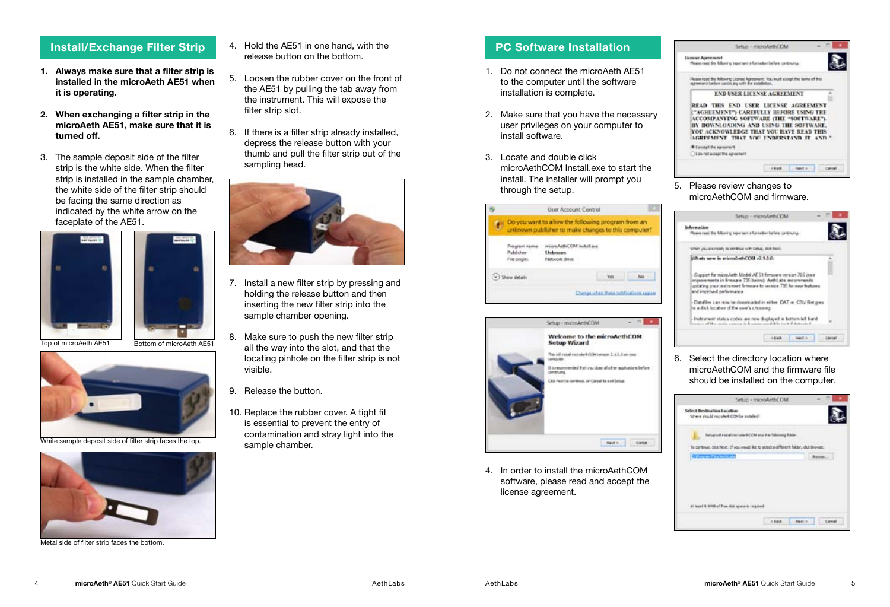## Install/Exchange Filter Strip

1. **Always make sure that a filter strip is installed in the microAeth AE51 when it is operating.**

2. **When exchanging a filter strip in the microAeth AE51, make sure that it is turned off.**

3. The sample deposit side of the filter strip is the white side. When the filter strip is installed in the sample chamber, the white side of the filter strip should be facing the same direction as indicated by the white arrow on the faceplate of the AE51.

Top of microAeth AE51

Bottom of microAeth AE51

White sample deposit side of filter strip faces the top.

Metal side of filter strip faces the bottom.

4. Hold the AE51 in one hand, with the release button on the bottom.

5. Loosen the rubber cover on the front of the AE51 by pulling the tab away from the instrument. This will expose the filter strip slot.

6. If there is a filter strip already installed, depress the release button with your thumb and pull the filter strip out of the sampling head.

7. Install a new filter strip by pressing and holding the release button and then inserting the new filter strip into the sample chamber opening.

8. Make sure to push the new filter strip all the way into the slot, and that the locating pinhole on the filter strip is not visible.

9. Release the button.

10. Replace the rubber cover. A tight fit is essential to prevent the entry of contamination and stray light into the sample chamber.

## PC Software Installation

1. Do not connect the microAeth AE51 to the computer until the software installation is complete.

2. Make sure that you have the necessary user privileges on your computer to install software.

3. Locate and double click microAethCOM Install.exe to start the install. The installer will prompt you through the setup.

4. In order to install the microAethCOM software, please read and accept the license agreement.

5. Please review changes to microAethCOM and firmware.

6. Select the directory location where microAethCOM and the firmware file should be installed on the computer.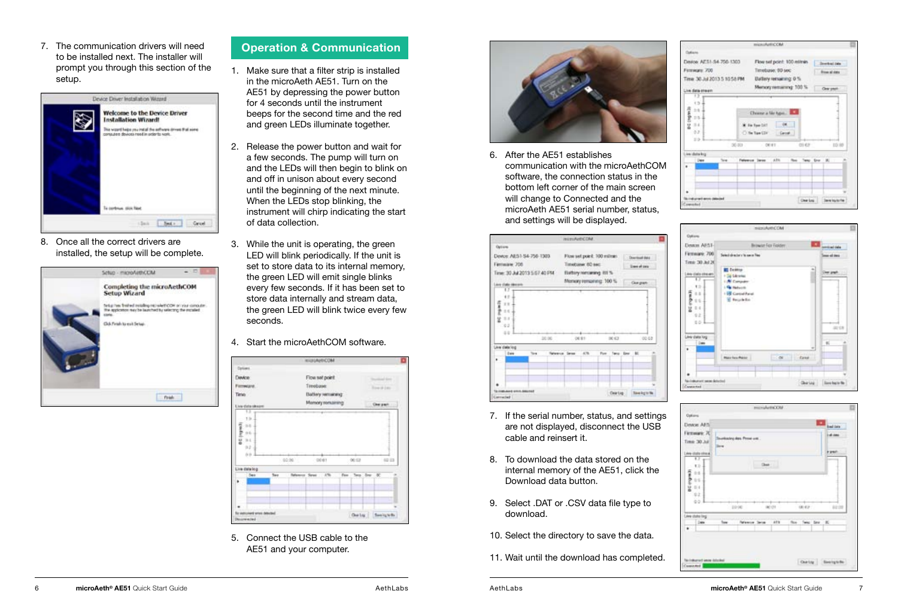7. The communication drivers will need to be installed next. The installer will prompt you through this section of the setup.

8. Once all the correct drivers are installed, the setup will be complete.

## Operation & Communication

1. Make sure that a filter strip is installed in the microAeth AE51. Turn on the AE51 by depressing the power button for 4 seconds until the instrument beeps for the second time and the red and green LEDs illuminate together.

2. Release the power button and wait for a few seconds. The pump will turn on and the LEDs will then begin to blink on and off in unison about every second until the beginning of the next minute. When the LEDs stop blinking, the instrument will chirp indicating the start of data collection.

3. While the unit is operating, the green LED will blink periodically. If the unit is set to store data to its internal memory, the green LED will emit single blinks every few seconds. If it has been set to store data internally and stream data, the green LED will blink twice every few seconds.

4. Start the microAethCOM software.

5. Connect the USB cable to the AE51 and your computer.

6. After the AE51 establishes communication with the microAethCOM software, the connection status in the bottom left corner of the main screen will change to Connected and the microAeth AE51 serial number, status, and settings will be displayed.

7. If the serial number, status, and settings are not displayed, disconnect the USB cable and reinsert it.

8. To download the data stored on the internal memory of the AE51, click the Download data button.

9. Select .DAT or .CSV data file type to download.

10. Select the directory to save the data.

11. Wait until the download has completed.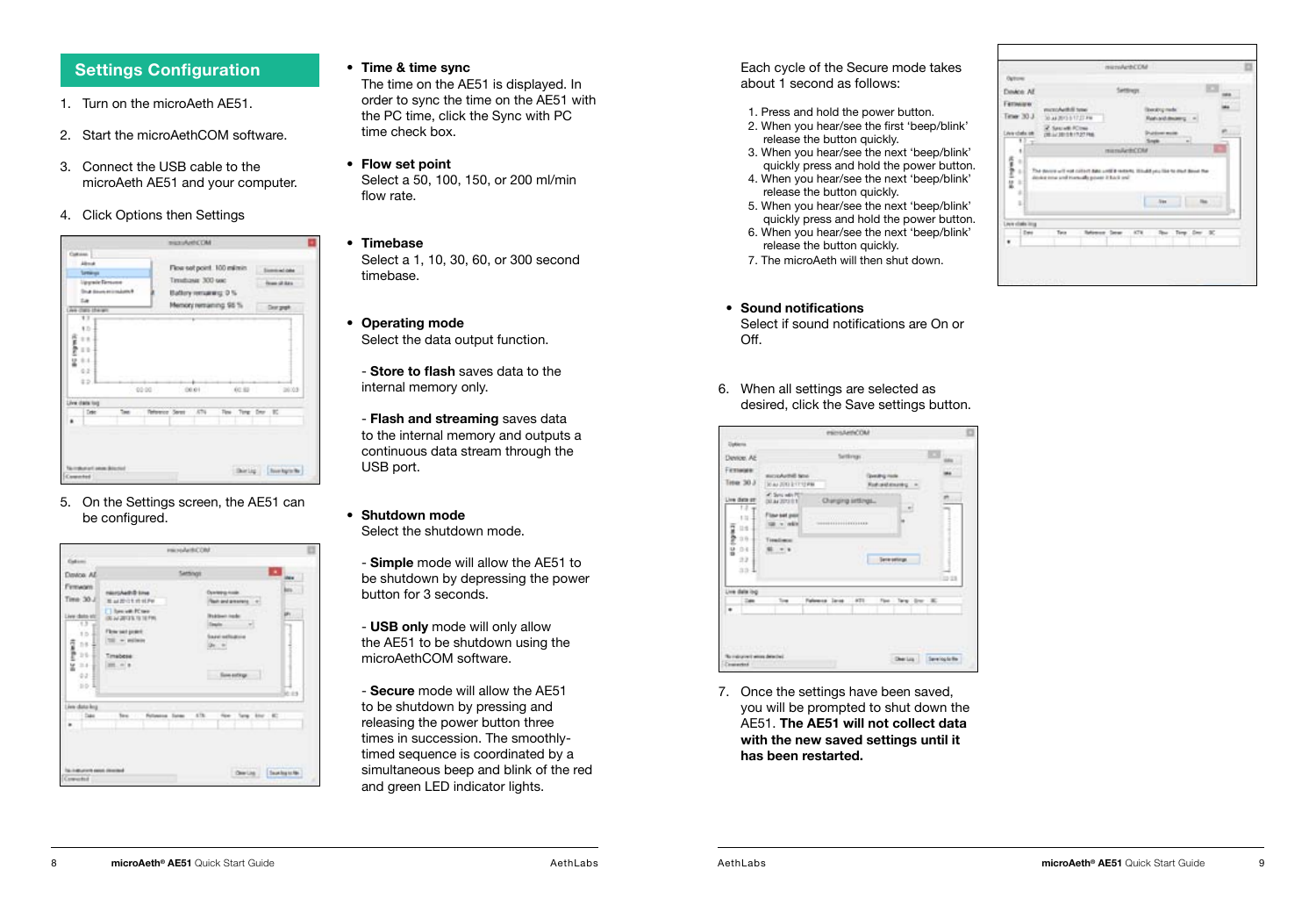## Settings Configuration

1. Turn on the microAeth AE51.
2. Start the microAethCOM software.
3. Connect the USB cable to the microAeth AE51 and your computer.
4. Click Options then Settings

5. On the Settings screen, the AE51 can be configured.

- **Time & time sync**
  The time on the AE51 is displayed. In order to sync the time on the AE51 with the PC time, click the Sync with PC time check box.

- **Flow set point**
  Select a 50, 100, 150, or 200 ml/min flow rate.

- **Timebase**
  Select a 1, 10, 30, 60, or 300 second timebase.

- **Operating mode**
  Select the data output function.

  - **Store to flash** saves data to the internal memory only.

  - **Flash and streaming** saves data to the internal memory and outputs a continuous data stream through the USB port.

- **Shutdown mode**
  Select the shutdown mode.

  - **Simple** mode will allow the AE51 to be shutdown by depressing the power button for 3 seconds.

  - **USB only** mode will only allow the AE51 to be shutdown using the microAethCOM software.

  - **Secure** mode will allow the AE51 to be shutdown by pressing and releasing the power button three times in succession. The smoothly-timed sequence is coordinated by a simultaneous beep and blink of the red and green LED indicator lights.

  Each cycle of the Secure mode takes about 1 second as follows:

  1. Press and hold the power button.
  2. When you hear/see the first 'beep/blink' release the button quickly.
  3. When you hear/see the next 'beep/blink' quickly press and hold the power button.
  4. When you hear/see the next 'beep/blink' release the button quickly.
  5. When you hear/see the next 'beep/blink' quickly press and hold the power button.
  6. When you hear/see the next 'beep/blink' release the button quickly.
  7. The microAeth will then shut down.

- **Sound notifications**
  Select if sound notifications are On or Off.

6. When all settings are selected as desired, click the Save settings button.

7. Once the settings have been saved, you will be prompted to shut down the AE51. **The AE51 will not collect data with the new saved settings until it has been restarted.**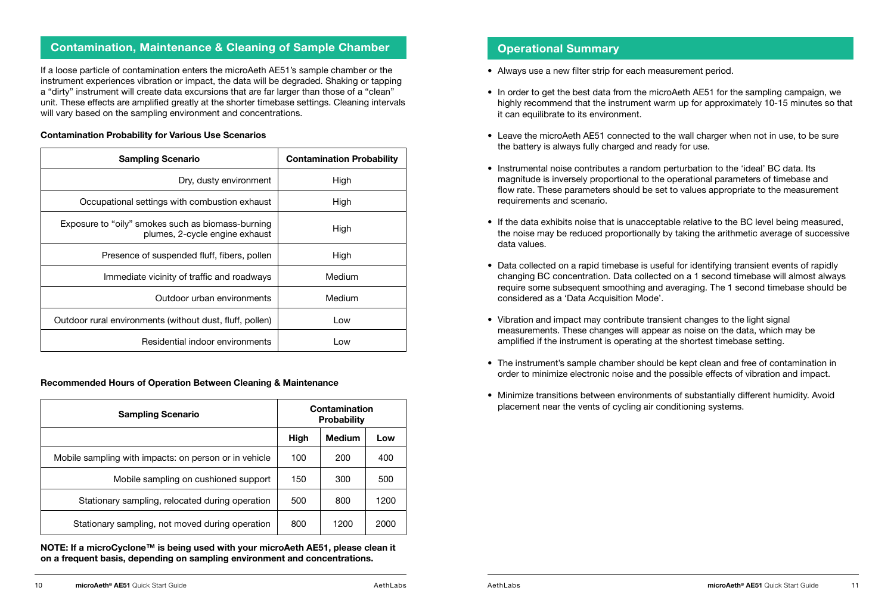## Contamination, Maintenance & Cleaning of Sample Chamber

If a loose particle of contamination enters the microAeth AE51's sample chamber or the instrument experiences vibration or impact, the data will be degraded. Shaking or tapping a "dirty" instrument will create data excursions that are far larger than those of a "clean" unit. These effects are amplified greatly at the shorter timebase settings. Cleaning intervals will vary based on the sampling environment and concentrations.

**Contamination Probability for Various Use Scenarios**

| Sampling Scenario | Contamination Probability |
|---|---|
| Dry, dusty environment | High |
| Occupational settings with combustion exhaust | High |
| Exposure to "oily" smokes such as biomass-burning plumes, 2-cycle engine exhaust | High |
| Presence of suspended fluff, fibers, pollen | High |
| Immediate vicinity of traffic and roadways | Medium |
| Outdoor urban environments | Medium |
| Outdoor rural environments (without dust, fluff, pollen) | Low |
| Residential indoor environments | Low |

**Recommended Hours of Operation Between Cleaning & Maintenance**

| Sampling Scenario | Contamination Probability | | |
|---|---|---|---|
| | **High** | **Medium** | **Low** |
| Mobile sampling with impacts: on person or in vehicle | 100 | 200 | 400 |
| Mobile sampling on cushioned support | 150 | 300 | 500 |
| Stationary sampling, relocated during operation | 500 | 800 | 1200 |
| Stationary sampling, not moved during operation | 800 | 1200 | 2000 |

**NOTE: If a microCyclone™ is being used with your microAeth AE51, please clean it on a frequent basis, depending on sampling environment and concentrations.**

## Operational Summary

- Always use a new filter strip for each measurement period.
- In order to get the best data from the microAeth AE51 for the sampling campaign, we highly recommend that the instrument warm up for approximately 10-15 minutes so that it can equilibrate to its environment.
- Leave the microAeth AE51 connected to the wall charger when not in use, to be sure the battery is always fully charged and ready for use.
- Instrumental noise contributes a random perturbation to the 'ideal' BC data. Its magnitude is inversely proportional to the operational parameters of timebase and flow rate. These parameters should be set to values appropriate to the measurement requirements and scenario.
- If the data exhibits noise that is unacceptable relative to the BC level being measured, the noise may be reduced proportionally by taking the arithmetic average of successive data values.
- Data collected on a rapid timebase is useful for identifying transient events of rapidly changing BC concentration. Data collected on a 1 second timebase will almost always require some subsequent smoothing and averaging. The 1 second timebase should be considered as a 'Data Acquisition Mode'.
- Vibration and impact may contribute transient changes to the light signal measurements. These changes will appear as noise on the data, which may be amplified if the instrument is operating at the shortest timebase setting.
- The instrument's sample chamber should be kept clean and free of contamination in order to minimize electronic noise and the possible effects of vibration and impact.
- Minimize transitions between environments of substantially different humidity. Avoid placement near the vents of cycling air conditioning systems.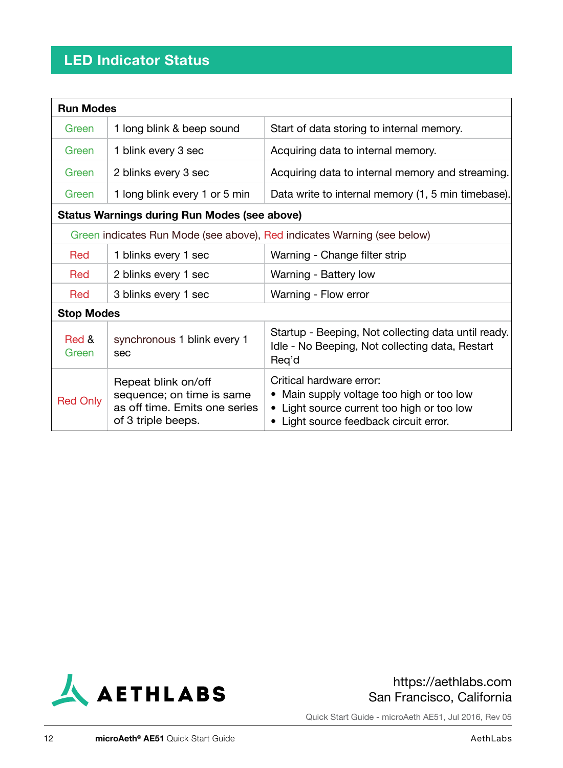## LED Indicator Status

| | | |
|---|---|---|
| **Run Modes** | | |
| Green | 1 long blink & beep sound | Start of data storing to internal memory. |
| Green | 1 blink every 3 sec | Acquiring data to internal memory. |
| Green | 2 blinks every 3 sec | Acquiring data to internal memory and streaming. |
| Green | 1 long blink every 1 or 5 min | Data write to internal memory (1, 5 min timebase). |
| **Status Warnings during Run Modes (see above)** | | |
| Green indicates Run Mode (see above), Red indicates Warning (see below) | | |
| Red | 1 blinks every 1 sec | Warning - Change filter strip |
| Red | 2 blinks every 1 sec | Warning - Battery low |
| Red | 3 blinks every 1 sec | Warning - Flow error |
| **Stop Modes** | | |
| Red & Green | synchronous 1 blink every 1 sec | Startup - Beeping, Not collecting data until ready. Idle - No Beeping, Not collecting data, Restart Req'd |
| Red Only | Repeat blink on/off sequence; on time is same as off time. Emits one series of 3 triple beeps. | Critical hardware error: • Main supply voltage too high or too low • Light source current too high or too low • Light source feedback circuit error. |

AETHLABS

https://aethlabs.com
San Francisco, California

Quick Start Guide - microAeth AE51, Jul 2016, Rev 05